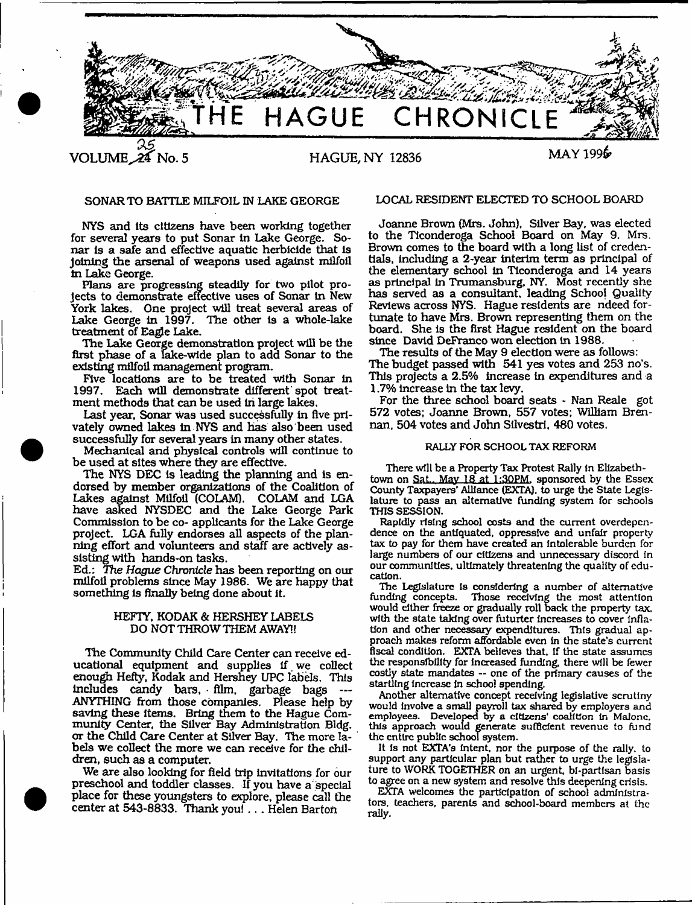# THE HAGUE CHRONICLE

VOLUME 25 No. 5 — HAGUE, NY 12836 — MAY 1996

## SONAR TO BATTLE MILFOIL IN LAKE GEORGE

NYS and its citizens have been working together for several years to put Sonar in Lake George. Sonar is a safe and effective aquatic herbicide that is joining the arsenal of weapons used against milfoil in Lake George.

Plans are progressing steadily for two pilot projects to demonstrate effective uses of Sonar in New York lakes. One project will treat several areas of Lake George in 1997. The other is a whole-lake treatment of Eagle Lake.

The Lake George demonstration project will be the first phase of a lake-wide plan to add Sonar to the existing milfoil management program.

Five locations are to be treated with Sonar in 1997. Each will demonstrate different spot treatment methods that can be used in large lakes.

Last year, Sonar was used successfully in five privately owned lakes in NYS and has also been used successfully for several years in many other states.

Mechanical and physical controls will continue to be used at sites where they are effective.

The NYS DEC is leading the planning and is endorsed by member organizations of the Coalition of Lakes against Milfoil (COLAM). COLAM and LGA have asked NYSDEC and the Lake George Park Commission to be co- applicants for the Lake George project. LGA fully endorses all aspects of the planning effort and volunteers and staff are actively assisting with hands-on tasks.

Ed.: *The Hague Chronicle* has been reporting on our milfoil problems since May 1986. We are happy that something is finally being done about it.

## HEFTY, KODAK & HERSHEY LABELS DO NOT THROW THEM AWAY!!

The Community Child Care Center can receive educational equipment and supplies if we collect enough Hefty, Kodak and Hershey UPC labels. This includes candy bars, film, garbage bags --- ANYTHING from those companies. Please help by saving these items. Bring them to the Hague Community Center, the Silver Bay Administration Bldg. or the Child Care Center at Silver Bay. The more labels we collect the more we can receive for the children, such as a computer.

We are also looking for field trip invitations for our preschool and toddler classes. If you have a special place for these youngsters to explore, please call the center at 543-8833. Thank you! . . . Helen Barton

## LOCAL RESIDENT ELECTED TO SCHOOL BOARD

Joanne Brown (Mrs. John), Silver Bay, was elected to the Ticonderoga School Board on May 9. Mrs. Brown comes to the board with a long list of credentials, including a 2-year interim term as principal of the elementary school in Ticonderoga and 14 years as principal in Trumansburg, NY. Most recently she has served as a consultant, leading School Quality Reviews across NYS. Hague residents are ndeed fortunate to have Mrs. Brown representing them on the board. She is the first Hague resident on the board since David DeFranco won election in 1988.

The results of the May 9 election were as follows: The budget passed with 541 yes votes and 253 no's. This projects a 2.5% increase in expenditures and a 1.7% increase in the tax levy.

For the three school board seats - Nan Reale got 572 votes; Joanne Brown, 557 votes; William Brennan, 504 votes and John Silvestri, 480 votes.

## RALLY FOR SCHOOL TAX REFORM

There will be a Property Tax Protest Rally in Elizabethtown on Sat., May 18 at 1:30PM, sponsored by the Essex County Taxpayers' Alliance (EXTA), to urge the State Legislature to pass an alternative funding system for schools THIS SESSION.

Rapidly rising school costs and the current overdependence on the antiquated, oppressive and unfair property tax to pay for them have created an intolerable burden for large numbers of our citizens and unnecessary discord in our communities, ultimately threatening the quality of education.

The Legislature is considering a number of alternative funding concepts. Those receiving the most attention would either freeze or gradually roll back the property tax, with the state taking over futurter increases to cover inflation and other necessary expenditures. This gradual approach makes reform affordable even in the state's current fiscal condition. EXTA believes that, if the state assumes the responsibility for increased funding, there will be fewer costly state mandates -- one of the primary causes of the startling increase in school spending.

Another alternative concept receiving legislative scrutiny would involve a small payroll tax shared by employers and employees. Developed by a citizens' coalition in Malone, this approach would generate sufficient revenue to fund the entire public school system.

It is not EXTA's intent, nor the purpose of the rally, to support any particular plan but rather to urge the legislature to WORK TOGETHER on an urgent, bi-partisan basis to agree on a new system and resolve this deepening crisis.

EXTA welcomes the participation of school administrators, teachers, parents and school-board members at the rally.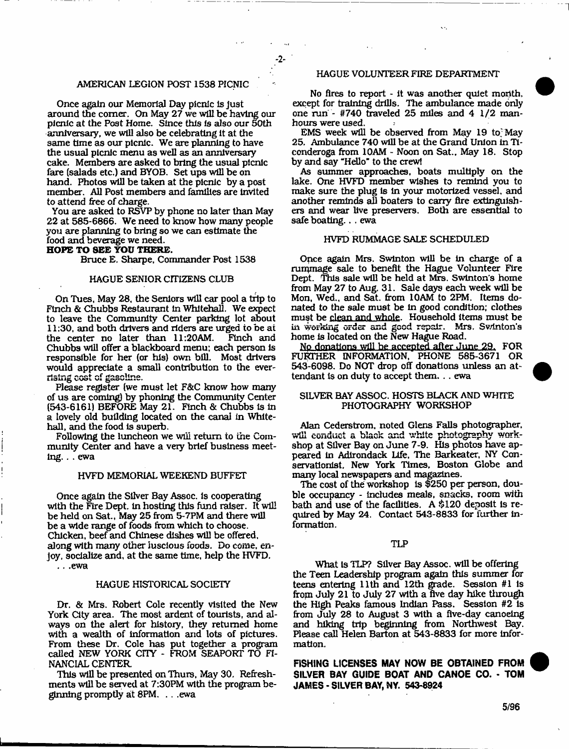## AMERICAN LEGION POST 1538 PICNIC

Once again our Memorial Day picnic is just around the corner. On May 27 we will be having our picnic at the Post Home. Since this is also our 50th anniversary, we will also be celebrating it at the same time as our picnic. We are planning to have the usual picnic menu as well as an anniversary cake. Members are asked to bring the usual picnic fare (salads etc.) and BYOB. Set ups will be on hand. Photos will be taken at the picnic by a post member. All Post members and families are invited to attend free of charge.

You are asked to RSVP by phone no later than May 22 at 585-6866. We need to know how many people you are planning to bring so we can estimate the food and beverage we need.

**HOPE TO SEE YOU THERE.**

Bruce E. Sharpe, Commander Post 1538

## HAGUE SENIOR CITIZENS CLUB

On Tues, May 28, the Seniors will car pool a trip to Finch & Chubbs Restaurant in Whitehall. We expect to leave the Community Center parking lot about 11:30, and both drivers and riders are urged to be at the center no later than 11:20AM. Finch and Chubbs will offer a blackboard menu; each person is responsible for her (or his) own bill. Most drivers would appreciate a small contribution to the ever-rising cost of gasoline.

Please register (we must let F&C know how many of us are coming) by phoning the Community Center (543-6161) BEFORE May 21. Finch & Chubbs is in a lovely old building located on the canal in Whitehall, and the food is superb.

Following the luncheon we will return to the Community Center and have a very brief business meeting. . . ewa

## HVFD MEMORIAL WEEKEND BUFFET

Once again the Silver Bay Assoc. is cooperating with the Fire Dept. in hosting this fund raiser. It will be held on Sat., May 25 from 5-7PM and there will be a wide range of foods from which to choose. Chicken, beef and Chinese dishes will be offered, along with many other luscious foods. Do come, enjoy, socialize and, at the same time, help the HVFD. . . .ewa

## HAGUE HISTORICAL SOCIETY

Dr. & Mrs. Robert Cole recently visited the New York City area. The most ardent of tourists, and always on the alert for history, they returned home with a wealth of information and lots of pictures. From these Dr. Cole has put together a program called NEW YORK CITY - FROM SEAPORT TO FINANCIAL CENTER.

This will be presented on Thurs, May 30. Refreshments will be served at 7:30PM with the program beginning promptly at 8PM. . . .ewa

## HAGUE VOLUNTEER FIRE DEPARTMENT

No fires to report - it was another quiet month, except for training drills. The ambulance made only one run - #740 traveled 25 miles and 4 1/2 man-hours were used.

EMS week will be observed from May 19 to May 25. Ambulance 740 will be at the Grand Union in Ticonderoga from 10AM - Noon on Sat., May 18. Stop by and say "Hello" to the crew!

As summer approaches, boats multiply on the lake. One HVFD member wishes to remind you to make sure the plug is in your motorized vessel, and another reminds all boaters to carry fire extinguishers and wear live preservers. Both are essential to safe boating. . . ewa

## HVFD RUMMAGE SALE SCHEDULED

Once again Mrs. Swinton will be in charge of a rummage sale to benefit the Hague Volunteer Fire Dept. This sale will be held at Mrs. Swinton's home from May 27 to Aug. 31. Sale days each week will be Mon, Wed., and Sat. from 10AM to 2PM. Items donated to the sale must be in good condition; clothes must be clean and whole. Household items must be in working order and good repair. Mrs. Swinton's home is located on the New Hague Road.

No donations will be accepted after June 29. FOR FURTHER INFORMATION, PHONE 585-3671 OR 543-6098. Do NOT drop off donations unless an attendant is on duty to accept them. . . ewa

## SILVER BAY ASSOC. HOSTS BLACK AND WHITE PHOTOGRAPHY WORKSHOP

Alan Cederstrom, noted Glens Falls photographer, will conduct a black and white photography workshop at Silver Bay on June 7-9. His photos have appeared in Adirondack Life, The Barkeater, NY Conservationist, New York Times, Boston Globe and many local newspapers and magazines.

The cost of the workshop is $250 per person, double occupancy - includes meals, snacks, room with bath and use of the facilities. A $120 deposit is required by May 24. Contact 543-8833 for further information.

## TLP

What is TLP? Silver Bay Assoc. will be offering the Teen Leadership program again this summer for teens entering 11th and 12th grade. Session #1 is from July 21 to July 27 with a five day hike through the High Peaks famous Indian Pass. Session #2 is from July 28 to August 3 with a five-day canoeing and hiking trip beginning from Northwest Bay. Please call Helen Barton at 543-8833 for more information.

**FISHING LICENSES MAY NOW BE OBTAINED FROM SILVER BAY GUIDE BOAT AND CANOE CO. - TOM JAMES - SILVER BAY, NY. 543-8924**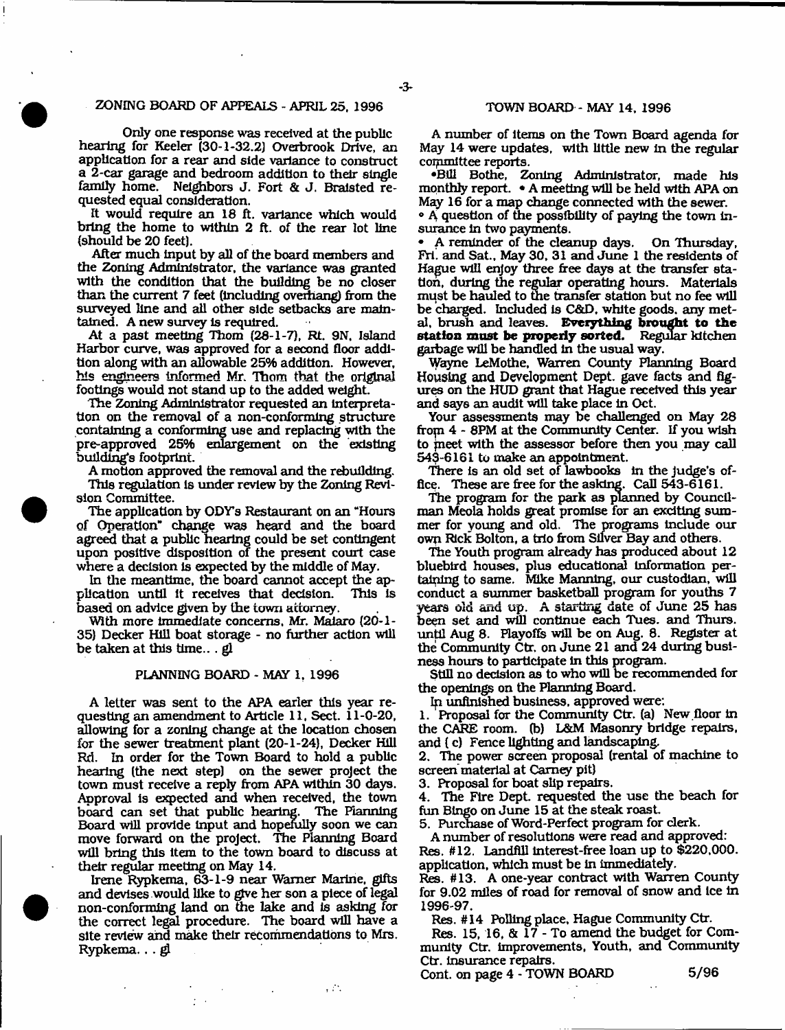## ZONING BOARD OF APPEALS - APRIL 25, 1996

Only one response was received at the public hearing for Keeler (30-1-32.2) Overbrook Drive, an application for a rear and side variance to construct a 2-car garage and bedroom addition to their single family home. Neighbors J. Fort & J. Braisted requested equal consideration.

It would require an 18 ft. variance which would bring the home to within 2 ft. of the rear lot line (should be 20 feet).

After much input by all of the board members and the Zoning Administrator, the variance was granted with the condition that the building be no closer than the current 7 feet (including overhang) from the surveyed line and all other side setbacks are maintained. A new survey is required.

At a past meeting Thom (28-1-7), Rt. 9N, Island Harbor curve, was approved for a second floor addition along with an allowable 25% addition. However, his engineers informed Mr. Thom that the original footings would not stand up to the added weight.

The Zoning Administrator requested an interpretation on the removal of a non-conforming structure containing a conforming use and replacing with the pre-approved 25% enlargement on the existing building's footprint.

A motion approved the removal and the rebuilding. This regulation is under review by the Zoning Revision Committee.

The application by ODY's Restaurant on an "Hours of Operation" change was heard and the board agreed that a public hearing could be set contingent upon positive disposition of the present court case where a decision is expected by the middle of May.

In the meantime, the board cannot accept the application until it receives that decision. This is based on advice given by the town attorney.

With more immediate concerns, Mr. Malaro (20-1-35) Decker Hill boat storage - no further action will be taken at this time... gl

## PLANNING BOARD - MAY 1, 1996

A letter was sent to the APA earlier this year requesting an amendment to Article 11, Sect. 11-0-20, allowing for a zoning change at the location chosen for the sewer treatment plant (20-1-24), Decker Hill Rd. In order for the Town Board to hold a public hearing (the next step) on the sewer project the town must receive a reply from APA within 30 days. Approval is expected and when received, the town board can set that public hearing. The Planning Board will provide input and hopefully soon we can move forward on the project. The Planning Board will bring this item to the town board to discuss at their regular meeting on May 14.

Irene Rypkema, 63-1-9 near Warner Marine, gifts and devises would like to give her son a piece of legal non-conforming land on the lake and is asking for the correct legal procedure. The board will have a site review and make their recommendations to Mrs. Rypkema... gl

## TOWN BOARD - MAY 14, 1996

A number of items on the Town Board agenda for May 14 were updates, with little new in the regular committee reports.

• Bill Bothe, Zoning Administrator, made his monthly report. • A meeting will be held with APA on May 16 for a map change connected with the sewer.

• A question of the possibility of paying the town insurance in two payments.

• A reminder of the cleanup days. On Thursday, Fri. and Sat., May 30, 31 and June 1 the residents of Hague will enjoy three free days at the transfer station, during the regular operating hours. Materials must be hauled to the transfer station but no fee will be charged. Included is C&D, white goods, any metal, brush and leaves. **Everything brought to the station must be properly sorted.** Regular kitchen garbage will be handled in the usual way.

Wayne LeMothe, Warren County Planning Board Housing and Development Dept. gave facts and figures on the HUD grant that Hague received this year and says an audit will take place in Oct.

Your assessments may be challenged on May 28 from 4 - 8PM at the Community Center. If you wish to meet with the assessor before then you may call 543-6161 to make an appointment.

There is an old set of lawbooks in the judge's office. These are free for the asking. Call 543-6161.

The program for the park as planned by Councilman Meola holds great promise for an exciting summer for young and old. The programs include our own Rick Bolton, a trio from Silver Bay and others.

The Youth program already has produced about 12 bluebird houses, plus educational information pertaining to same. Mike Manning, our custodian, will conduct a summer basketball program for youths 7 years old and up. A starting date of June 25 has been set and will continue each Tues. and Thurs. until Aug 8. Playoffs will be on Aug. 8. Register at the Community Ctr. on June 21 and 24 during business hours to participate in this program.

Still no decision as to who will be recommended for the openings on the Planning Board.

In unfinished business, approved were:

1. Proposal for the Community Ctr. (a) New floor in the CARE room. (b) L&M Masonry bridge repairs, and (c) Fence lighting and landscaping.
2. The power screen proposal (rental of machine to screen material at Carney pit)
3. Proposal for boat slip repairs.
4. The Fire Dept. requested the use the beach for fun Bingo on June 15 at the steak roast.
5. Purchase of Word-Perfect program for clerk.

A number of resolutions were read and approved:

Res. #12. Landfill interest-free loan up to $220,000. application, which must be in immediately.

Res. #13. A one-year contract with Warren County for 9.02 miles of road for removal of snow and ice in 1996-97.

Res. #14 Polling place, Hague Community Ctr.

Res. 15, 16, & 17 - To amend the budget for Community Ctr. improvements, Youth, and Community Ctr. insurance repairs.

Cont. on page 4 - TOWN BOARD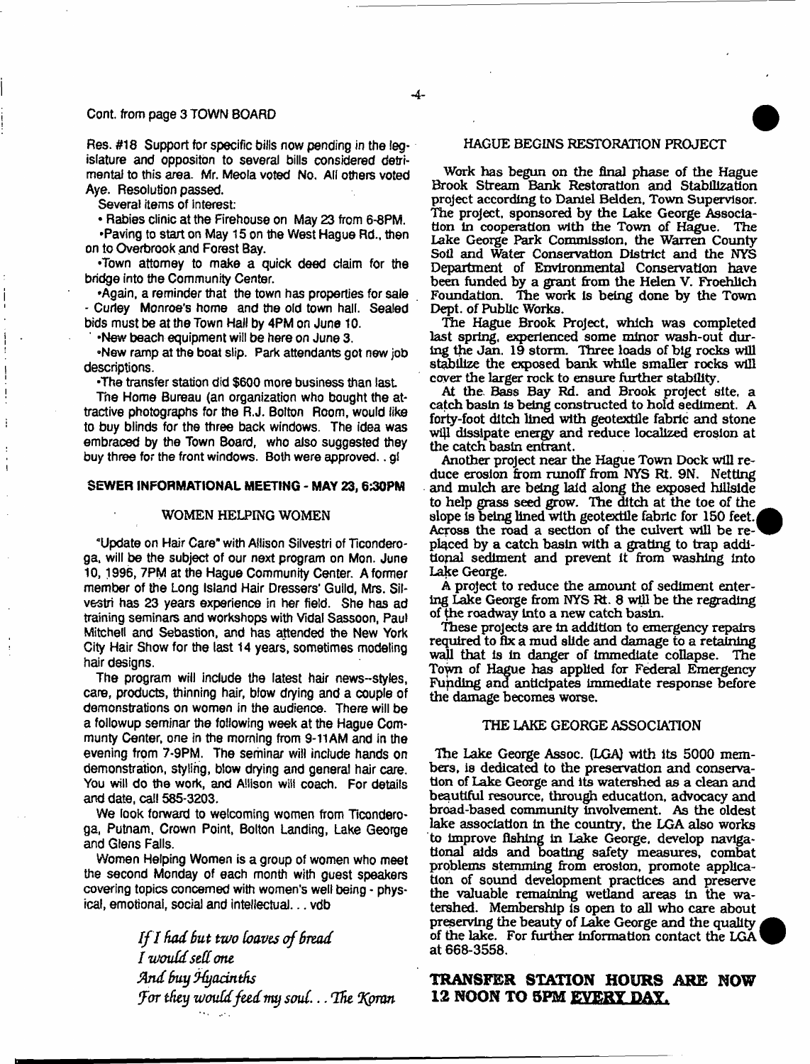Cont. from page 3 TOWN BOARD

Res. #18 Support for specific bills now pending in the legislature and oppositon to several bills considered detrimental to this area. Mr. Meola voted No. All others voted Aye. Resolution passed.

Several items of interest:

- Rabies clinic at the Firehouse on May 23 from 6-8PM.
- Paving to start on May 15 on the West Hague Rd., then on to Overbrook and Forest Bay.
- Town attorney to make a quick deed claim for the bridge into the Community Center.
- Again, a reminder that the town has properties for sale - Curley Monroe's home and the old town hall. Sealed bids must be at the Town Hall by 4PM on June 10.
- New beach equipment will be here on June 3.
- New ramp at the boat slip. Park attendants got new job descriptions.
- The transfer station did $600 more business than last.

The Home Bureau (an organization who bought the attractive photographs for the R.J. Bolton Room, would like to buy blinds for the three back windows. The idea was embraced by the Town Board, who also suggested they buy three for the front windows. Both were approved. . gl

**SEWER INFORMATIONAL MEETING - MAY 23, 6:30PM**

## WOMEN HELPING WOMEN

"Update on Hair Care" with Allison Silvestri of Ticonderoga, will be the subject of our next program on Mon. June 10, 1996, 7PM at the Hague Community Center. A former member of the Long Island Hair Dressers' Guild, Mrs. Silvestri has 23 years experience in her field. She has ad training seminars and workshops with Vidal Sassoon, Paul Mitchell and Sebastion, and has attended the New York City Hair Show for the last 14 years, sometimes modeling hair designs.

The program will include the latest hair news--styles, care, products, thinning hair, blow drying and a couple of demonstrations on women in the audience. There will be a followup seminar the following week at the Hague Communty Center, one in the morning from 9-11AM and in the evening from 7-9PM. The seminar will include hands on demonstration, styling, blow drying and general hair care. You will do the work, and Allison will coach. For details and date, call 585-3203.

We look forward to welcoming women from Ticonderoga, Putnam, Crown Point, Bolton Landing, Lake George and Glens Falls.

Women Helping Women is a group of women who meet the second Monday of each month with guest speakers covering topics concerned with women's well being - physical, emotional, social and intellectual. . . vdb

*If I had but two loaves of bread*
*I would sell one*
*And buy Hyacinths*
*For they would feed my soul. . . The Koran*

## HAGUE BEGINS RESTORATION PROJECT

Work has begun on the final phase of the Hague Brook Stream Bank Restoration and Stabilization project according to Daniel Belden, Town Supervisor. The project, sponsored by the Lake George Association in cooperation with the Town of Hague. The Lake George Park Commission, the Warren County Soil and Water Conservation District and the NYS Department of Environmental Conservation have been funded by a grant from the Helen V. Froehlich Foundation. The work is being done by the Town Dept. of Public Works.

The Hague Brook Project, which was completed last spring, experienced some minor wash-out during the Jan. 19 storm. Three loads of big rocks will stabilize the exposed bank while smaller rocks will cover the larger rock to ensure further stability.

At the Bass Bay Rd. and Brook project site, a catch basin is being constructed to hold sediment. A forty-foot ditch lined with geotextile fabric and stone will dissipate energy and reduce localized erosion at the catch basin entrant.

Another project near the Hague Town Dock will reduce erosion from runoff from NYS Rt. 9N. Netting and mulch are being laid along the exposed hillside to help grass seed grow. The ditch at the toe of the slope is being lined with geotextile fabric for 150 feet. Across the road a section of the culvert will be replaced by a catch basin with a grating to trap additional sediment and prevent it from washing into Lake George.

A project to reduce the amount of sediment entering Lake George from NYS Rt. 8 will be the regrading of the roadway into a new catch basin.

These projects are in addition to emergency repairs required to fix a mud slide and damage to a retaining wall that is in danger of immediate collapse. The Town of Hague has applied for Federal Emergency Funding and anticipates immediate response before the damage becomes worse.

## THE LAKE GEORGE ASSOCIATION

The Lake George Assoc. (LGA) with its 5000 members, is dedicated to the preservation and conservation of Lake George and its watershed as a clean and beautiful resource, through education, advocacy and broad-based community involvement. As the oldest lake association in the country, the LGA also works to improve fishing in Lake George, develop navigational aids and boating safety measures, combat problems stemming from erosion, promote application of sound development practices and preserve the valuable remaining wetland areas in the watershed. Membership is open to all who care about preserving the beauty of Lake George and the quality of the lake. For further information contact the LGA at 668-3558.

**TRANSFER STATION HOURS ARE NOW 12 NOON TO 5PM EVERY DAY.**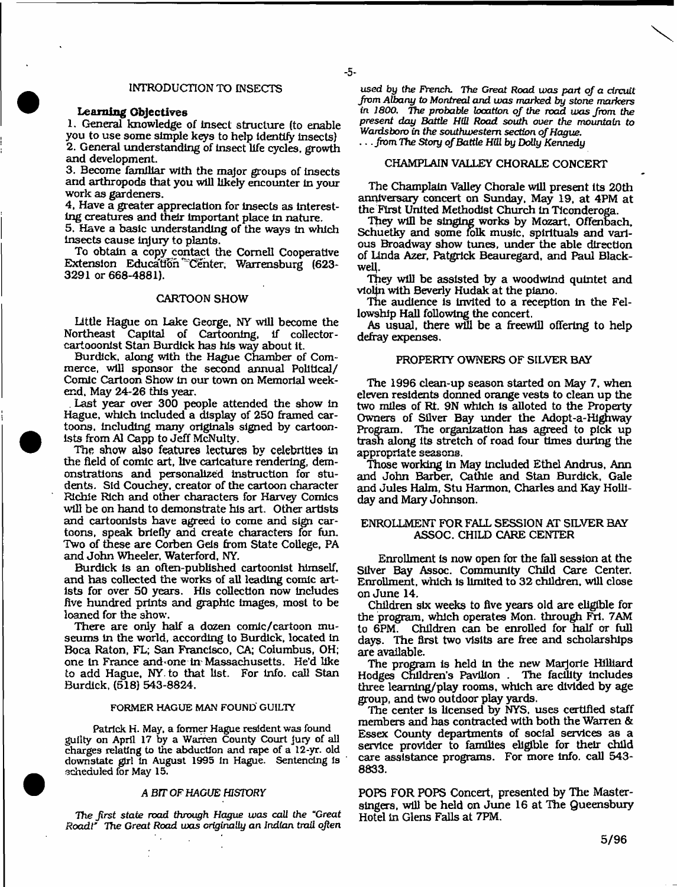## INTRODUCTION TO INSECTS

**Learning Objectives**

1. General knowledge of insect structure (to enable you to use some simple keys to help identify insects)
2. General understanding of insect life cycles, growth and development.
3. Become familiar with the major groups of insects and arthropods that you will likely encounter in your work as gardeners.
4. Have a greater appreciation for insects as interesting creatures and their important place in nature.
5. Have a basic understanding of the ways in which insects cause injury to plants.

To obtain a copy contact the Cornell Cooperative Extension Education Center, Warrensburg (623-3291 or 668-4881).

## CARTOON SHOW

Little Hague on Lake George, NY will become the Northeast Capital of Cartooning, if collector-cartooonist Stan Burdick has his way about it.

Burdick, along with the Hague Chamber of Commerce, will sponsor the second annual Political/Comic Cartoon Show in our town on Memorial weekend, May 24-26 this year.

Last year over 300 people attended the show in Hague, which included a display of 250 framed cartoons, including many originals signed by cartoonists from Al Capp to Jeff McNulty.

The show also features lectures by celebrities in the field of comic art, live caricature rendering, demonstrations and personalized instruction for students. Sid Couchey, creator of the cartoon character Richie Rich and other characters for Harvey Comics will be on hand to demonstrate his art. Other artists and cartoonists have agreed to come and sign cartoons, speak briefly and create characters for fun. Two of these are Corben Geis from State College, PA and John Wheeler, Waterford, NY.

Burdick is an often-published cartoonist himself, and has collected the works of all leading comic artists for over 50 years. His collection now includes five hundred prints and graphic images, most to be loaned for the show.

There are only half a dozen comic/cartoon museums in the world, according to Burdick, located in Boca Raton, FL; San Francisco, CA; Columbus, OH; one in France and one in Massachusetts. He'd like to add Hague, NY to that list. For info. call Stan Burdick, (518) 543-8824.

## FORMER HAGUE MAN FOUND GUILTY

Patrick H. May, a former Hague resident was found guilty on April 17 by a Warren County Court jury of all charges relating to the abduction and rape of a 12-yr. old downstate girl in August 1995 in Hague. Sentencing is scheduled for May 15.

## *A BIT OF HAGUE HISTORY*

*The first state road through Hague was call the "Great Road!" The Great Road was originally an Indian trail often used by the French. The Great Road was part of a circuit from Albany to Montreal and was marked by stone markers in 1800. The probable location of the road was from the present day Battle Hill Road south over the mountain to Wardsboro in the southwestern section of Hague.*

*. . . from The Story of Battle Hill by Dolly Kennedy*

## CHAMPLAIN VALLEY CHORALE CONCERT

The Champlain Valley Chorale will present its 20th anniversary concert on Sunday, May 19, at 4PM at the First United Methodist Church in Ticonderoga.

They will be singing works by Mozart, Offenbach, Schuetky and some folk music, spirituals and various Broadway show tunes, under the able direction of Linda Azer, Patgrick Beauregard, and Paul Blackwell.

They will be assisted by a woodwind quintet and violin with Beverly Hudak at the piano.

The audience is invited to a reception in the Fellowship Hall following the concert.

As usual, there will be a freewill offering to help defray expenses.

## PROPERTY OWNERS OF SILVER BAY

The 1996 clean-up season started on May 7, when eleven residents donned orange vests to clean up the two miles of Rt. 9N which is alloted to the Property Owners of Silver Bay under the Adopt-a-Highway Program. The organization has agreed to pick up trash along its stretch of road four times during the appropriate seasons.

Those working in May included Ethel Andrus, Ann and John Barber, Cathie and Stan Burdick, Gale and Jules Halm, Stu Harmon, Charles and Kay Holliday and Mary Johnson.

## ENROLLMENT FOR FALL SESSION AT SILVER BAY ASSOC. CHILD CARE CENTER

Enrollment is now open for the fall session at the Silver Bay Assoc. Community Child Care Center. Enrollment, which is limited to 32 children, will close on June 14.

Children six weeks to five years old are eligible for the program, which operates Mon. through Fri. 7AM to 6PM. Children can be enrolled for half or full days. The first two visits are free and scholarships are available.

The program is held in the new Marjorie Hilliard Hodges Children's Pavilion . The facility includes three learning/play rooms, which are divided by age group, and two outdoor play yards.

The center is licensed by NYS, uses certified staff members and has contracted with both the Warren & Essex County departments of social services as a service provider to families eligible for their child care assistance programs. For more info. call 543-8833.

POPS FOR POPS Concert, presented by The Mastersingers, will be held on June 16 at The Queensbury Hotel in Glens Falls at 7PM.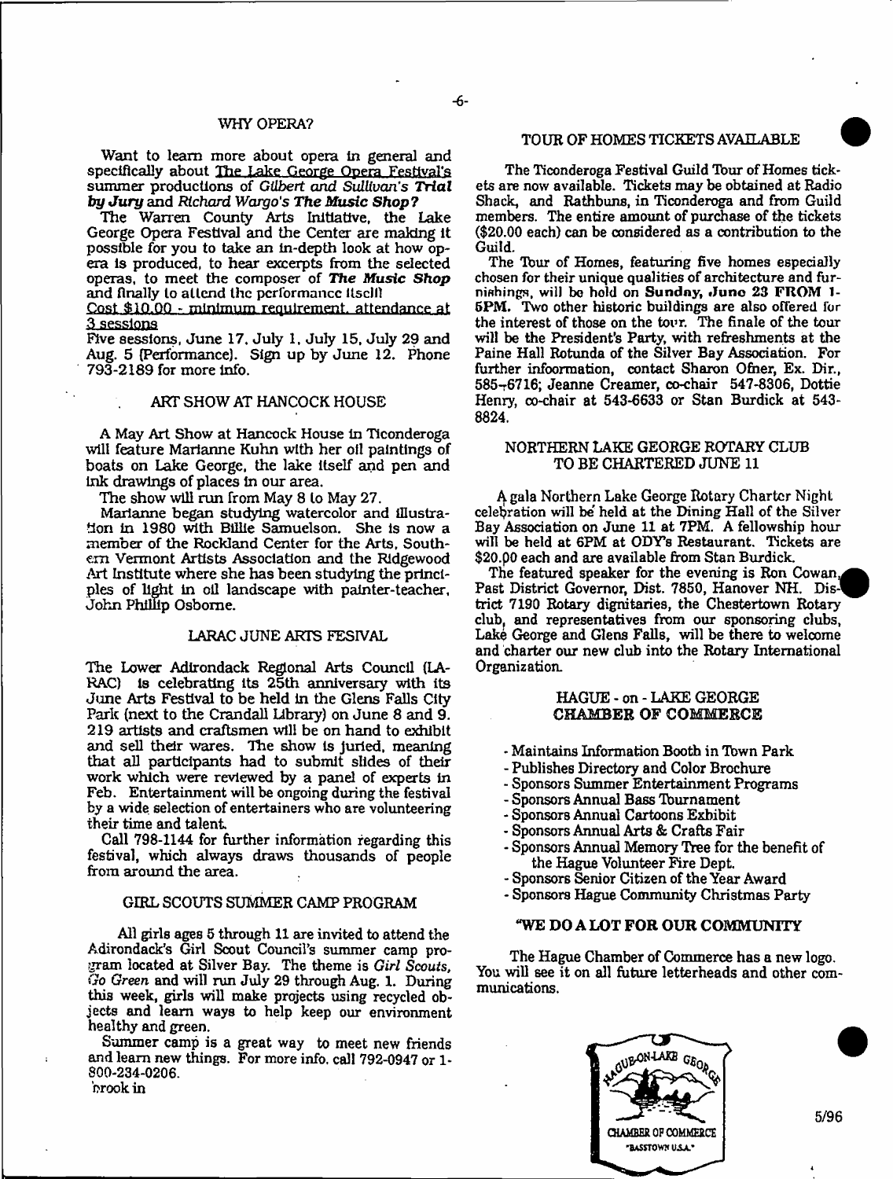## WHY OPERA?

Want to learn more about opera in general and specifically about The Lake George Opera Festival's summer productions of *Gilbert and Sullivan's* ***Trial by Jury*** and *Richard Wargo's* ***The Music Shop?***

The Warren County Arts Initiative, the Lake George Opera Festival and the Center are making it possible for you to take an in-depth look at how opera is produced, to hear excerpts from the selected operas, to meet the composer of ***The Music Shop*** and finally to attend the performance itself!

Cost $10.00 - minimum requirement, attendance at 3 sessions

Five sessions, June 17, July 1, July 15, July 29 and Aug. 5 (Performance). Sign up by June 12. Phone 793-2189 for more info.

## ART SHOW AT HANCOCK HOUSE

A May Art Show at Hancock House in Ticonderoga will feature Marianne Kuhn with her oil paintings of boats on Lake George, the lake itself and pen and ink drawings of places in our area.

The show will run from May 8 to May 27.

Marianne began studying watercolor and illustration in 1980 with Billie Samuelson. She is now a member of the Rockland Center for the Arts, Southern Vermont Artists Association and the Ridgewood Art Institute where she has been studying the principles of light in oil landscape with painter-teacher, John Phillip Osborne.

## LARAC JUNE ARTS FESIVAL

The Lower Adirondack Regional Arts Council (LARAC) is celebrating its 25th anniversary with its June Arts Festival to be held in the Glens Falls City Park (next to the Crandall Library) on June 8 and 9. 219 artists and craftsmen will be on hand to exhibit and sell their wares. The show is juried, meaning that all participants had to submit slides of their work which were reviewed by a panel of experts in Feb. Entertainment will be ongoing during the festival by a wide selection of entertainers who are volunteering their time and talent.

Call 798-1144 for further information regarding this festival, which always draws thousands of people from around the area.

## GIRL SCOUTS SUMMER CAMP PROGRAM

All girls ages 5 through 11 are invited to attend the Adirondack's Girl Scout Council's summer camp program located at Silver Bay. The theme is *Girl Scouts, Go Green* and will run July 29 through Aug. 1. During this week, girls will make projects using recycled objects and learn ways to help keep our environment healthy and green.

Summer camp is a great way to meet new friends and learn new things. For more info. call 792-0947 or 1-800-234-0206.

brook in

## TOUR OF HOMES TICKETS AVAILABLE

The Ticonderoga Festival Guild Tour of Homes tickets are now available. Tickets may be obtained at Radio Shack, and Rathbuns, in Ticonderoga and from Guild members. The entire amount of purchase of the tickets ($20.00 each) can be considered as a contribution to the Guild.

The Tour of Homes, featuring five homes especially chosen for their unique qualities of architecture and furnishings, will be held on **Sunday, June 23 FROM 1-5PM.** Two other historic buildings are also offered for the interest of those on the tour. The finale of the tour will be the President's Party, with refreshments at the Paine Hall Rotunda of the Silver Bay Association. For further infoormation, contact Sharon Ofner, Ex. Dir., 585-6716; Jeanne Creamer, co-chair 547-8306, Dottie Henry, co-chair at 543-6633 or Stan Burdick at 543-8824.

## NORTHERN LAKE GEORGE ROTARY CLUB TO BE CHARTERED JUNE 11

A gala Northern Lake George Rotary Charter Night celebration will be held at the Dining Hall of the Silver Bay Association on June 11 at 7PM. A fellowship hour will be held at 6PM at ODY's Restaurant. Tickets are $20.00 each and are available from Stan Burdick.

The featured speaker for the evening is Ron Cowan, Past District Governor, Dist. 7850, Hanover NH. District 7190 Rotary dignitaries, the Chestertown Rotary club, and representatives from our sponsoring clubs, Lake George and Glens Falls, will be there to welcome and charter our new club into the Rotary International Organization.

## HAGUE - on - LAKE GEORGE CHAMBER OF COMMERCE

- Maintains Information Booth in Town Park
- Publishes Directory and Color Brochure
- Sponsors Summer Entertainment Programs
- Sponsors Annual Bass Tournament
- Sponsors Annual Cartoons Exhibit
- Sponsors Annual Arts & Crafts Fair
- Sponsors Annual Memory Tree for the benefit of the Hague Volunteer Fire Dept.
- Sponsors Senior Citizen of the Year Award
- Sponsors Hague Community Christmas Party

**"WE DO A LOT FOR OUR COMMUNITY**

The Hague Chamber of Commerce has a new logo. You will see it on all future letterheads and other communications.

HAGUE-ON-LAKE GEORGE CHAMBER OF COMMERCE "BASSTOWN U.S.A."

5/96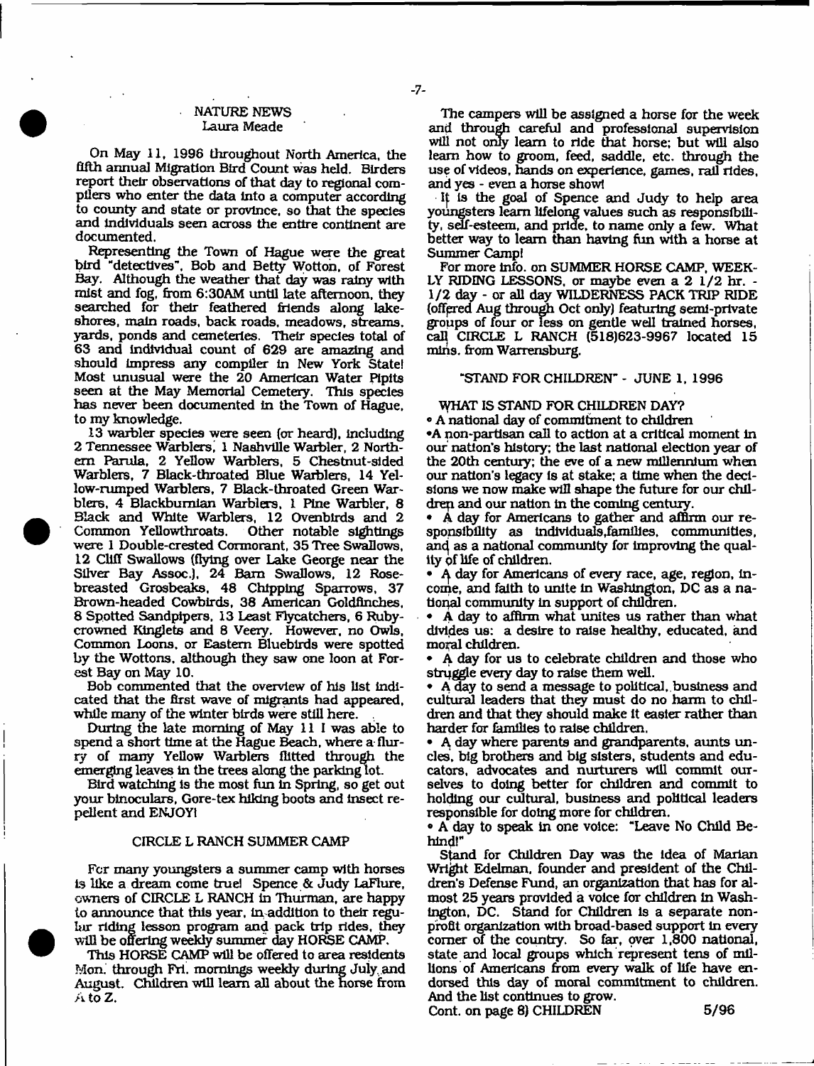## NATURE NEWS
Laura Meade

On May 11, 1996 throughout North America, the fifth annual Migration Bird Count was held. Birders report their observations of that day to regional compilers who enter the data into a computer according to county and state or province, so that the species and individuals seen across the entire continent are documented.

Representing the Town of Hague were the great bird "detectives", Bob and Betty Wotton, of Forest Bay. Although the weather that day was rainy with mist and fog, from 6:30AM until late afternoon, they searched for their feathered friends along lakeshores, main roads, back roads, meadows, streams, yards, ponds and cemeteries. Their species total of 63 and individual count of 629 are amazing and should impress any compiler in New York State! Most unusual were the 20 American Water Pipits seen at the May Memorial Cemetery. This species has never been documented in the Town of Hague, to my knowledge.

13 warbler species were seen (or heard), including 2 Tennessee Warblers, 1 Nashville Warbler, 2 Northern Parula, 2 Yellow Warblers, 5 Chestnut-sided Warblers, 7 Black-throated Blue Warblers, 14 Yellow-rumped Warblers, 7 Black-throated Green Warblers, 4 Blackburnian Warblers, 1 Pine Warbler, 8 Black and White Warblers, 12 Ovenbirds and 2 Common Yellowthroats. Other notable sightings were 1 Double-crested Cormorant, 35 Tree Swallows, 12 Cliff Swallows (flying over Lake George near the Silver Bay Assoc.), 24 Barn Swallows, 12 Rose-breasted Grosbeaks, 48 Chipping Sparrows, 37 Brown-headed Cowbirds, 38 American Goldfinches, 8 Spotted Sandpipers, 13 Least Flycatchers, 6 Ruby-crowned Kinglets and 8 Veery. However, no Owls, Common Loons, or Eastern Bluebirds were spotted by the Wottons, although they saw one loon at Forest Bay on May 10.

Bob commented that the overview of his list indicated that the first wave of migrants had appeared, while many of the winter birds were still here.

During the late morning of May 11 I was able to spend a short time at the Hague Beach, where a flurry of many Yellow Warblers flitted through the emerging leaves in the trees along the parking lot.

Bird watching is the most fun in Spring, so get out your binoculars, Gore-tex hiking boots and insect repellent and ENJOY!

## CIRCLE L RANCH SUMMER CAMP

For many youngsters a summer camp with horses is like a dream come true! Spence & Judy LaFlure, owners of CIRCLE L RANCH in Thurman, are happy to announce that this year, in addition to their regular riding lesson program and pack trip rides, they will be offering weekly summer day HORSE CAMP.

This HORSE CAMP will be offered to area residents Mon. through Fri. mornings weekly during July and August. Children will learn all about the horse from A to Z.

The campers will be assigned a horse for the week and through careful and professional supervision will not only learn to ride that horse; but will also learn how to groom, feed, saddle, etc. through the use of videos, hands on experience, games, rail rides, and yes - even a horse show!

It is the goal of Spence and Judy to help area youngsters learn lifelong values such as responsibility, self-esteem, and pride, to name only a few. What better way to learn than having fun with a horse at Summer Camp!

For more info. on SUMMER HORSE CAMP, WEEKLY RIDING LESSONS, or maybe even a 2 1/2 hr. - 1/2 day - or all day WILDERNESS PACK TRIP RIDE (offered Aug through Oct only) featuring semi-private groups of four or less on gentle well trained horses, call CIRCLE L RANCH (518)623-9967 located 15 mins. from Warrensburg.

## "STAND FOR CHILDREN" - JUNE 1, 1996

WHAT IS STAND FOR CHILDREN DAY?

- A national day of commitment to children
- A non-partisan call to action at a critical moment in our nation's history; the last national election year of the 20th century; the eve of a new millennium when our nation's legacy is at stake; a time when the decisions we now make will shape the future for our children and our nation in the coming century.
- A day for Americans to gather and affirm our responsibility as individuals, families, communities, and as a national community for improving the quality of life of children.
- A day for Americans of every race, age, region, income, and faith to unite in Washington, DC as a national community in support of children.
- A day to affirm what unites us rather than what divides us: a desire to raise healthy, educated, and moral children.
- A day for us to celebrate children and those who struggle every day to raise them well.
- A day to send a message to political, business and cultural leaders that they must do no harm to children and that they should make it easier rather than harder for families to raise children.
- A day where parents and grandparents, aunts uncles, big brothers and big sisters, students and educators, advocates and nurturers will commit ourselves to doing better for children and commit to holding our cultural, business and political leaders responsible for doing more for children.
- A day to speak in one voice: "Leave No Child Behind!"

Stand for Children Day was the idea of Marian Wright Edelman, founder and president of the Children's Defense Fund, an organization that has for almost 25 years provided a voice for children in Washington, DC. Stand for Children is a separate nonprofit organization with broad-based support in every corner of the country. So far, over 1,800 national, state and local groups which represent tens of millions of Americans from every walk of life have endorsed this day of moral commitment to children. And the list continues to grow.

Cont. on page 8) CHILDREN 5/96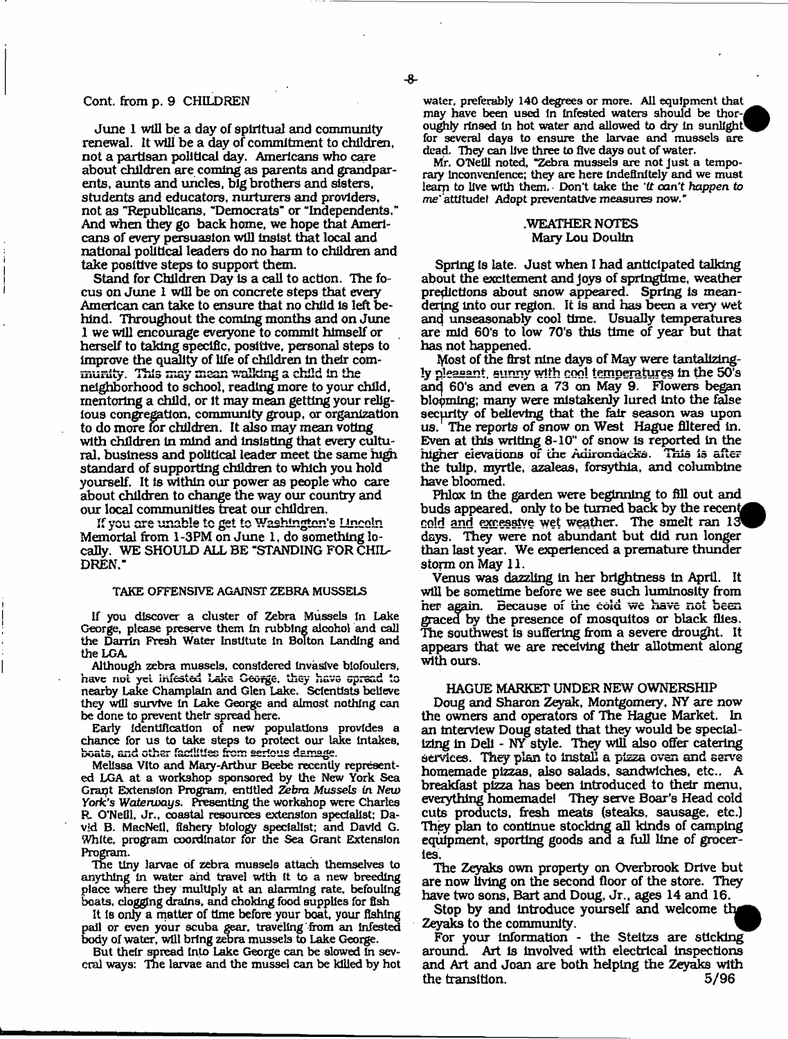Cont. from p. 9 CHILDREN

June 1 will be a day of spiritual and community renewal. It will be a day of commitment to children, not a partisan political day. Americans who care about children are coming as parents and grandparents, aunts and uncles, big brothers and sisters, students and educators, nurturers and providers, not as "Republicans, "Democrats" or "Independents." And when they go back home, we hope that Americans of every persuasion will insist that local and national political leaders do no harm to children and take positive steps to support them.

Stand for Children Day is a call to action. The focus on June 1 will be on concrete steps that every American can take to ensure that no child is left behind. Throughout the coming months and on June 1 we will encourage everyone to commit himself or herself to taking specific, positive, personal steps to improve the quality of life of children in their community. This may mean walking a child in the neighborhood to school, reading more to your child, mentoring a child, or it may mean getting your religious congregation, community group, or organization to do more for children. It also may mean voting with children in mind and insisting that every cultural, business and political leader meet the same high standard of supporting children to which you hold yourself. It is within our power as people who care about children to change the way our country and our local communities treat our children.

If you are unable to get to Washington's Lincoln Memorial from 1-3PM on June 1, do something locally. WE SHOULD ALL BE "STANDING FOR CHILDREN."

## TAKE OFFENSIVE AGAINST ZEBRA MUSSELS

If you discover a cluster of Zebra Mussels in Lake George, please preserve them in rubbing alcohol and call the Darrin Fresh Water Institute in Bolton Landing and the LGA.

Although zebra mussels, considered invasive biofoulers, have not yet infested Lake George, they have spread to nearby Lake Champlain and Glen Lake. Scientists believe they will survive in Lake George and almost nothing can be done to prevent their spread here.

Early identification of new populations provides a chance for us to take steps to protect our lake intakes, boats, and other facilities from serious damage.

Melissa Vito and Mary-Arthur Beebe recently represented LGA at a workshop sponsored by the New York Sea Grant Extension Program, entitled *Zebra Mussels in New York's Waterways*. Presenting the workshop were Charles R. O'Neill, Jr., coastal resources extension specialist; David B. MacNeil, fishery biology specialist; and David G. White, program coordinator for the Sea Grant Extension Program.

The tiny larvae of zebra mussels attach themselves to anything in water and travel with it to a new breeding place where they multiply at an alarming rate, befouling boats, clogging drains, and choking food supplies for fish

It is only a matter of time before your boat, your fishing pail or even your scuba gear, traveling from an infested body of water, will bring zebra mussels to Lake George.

But their spread into Lake George can be slowed in several ways: The larvae and the mussel can be killed by hot water, preferably 140 degrees or more. All equipment that may have been used in infested waters should be thoroughly rinsed in hot water and allowed to dry in sunlight for several days to ensure the larvae and mussels are dead. They can live three to five days out of water.

Mr. O'Neill noted, "Zebra mussels are not just a temporary inconvenience; they are here indefinitely and we must learn to live with them. Don't take the '*it can't happen to me*' attitude! Adopt preventative measures now."

## WEATHER NOTES
Mary Lou Doulin

Spring is late. Just when I had anticipated talking about the excitement and joys of springtime, weather predictions about snow appeared. Spring is meandering into our region. It is and has been a very wet and unseasonably cool time. Usually temperatures are mid 60's to low 70's this time of year but that has not happened.

Most of the first nine days of May were tantalizingly pleasant, sunny with cool temperatures in the 50's and 60's and even a 73 on May 9. Flowers began blooming; many were mistakenly lured into the false security of believing that the fair season was upon us. The reports of snow on West Hague filtered in. Even at this writing 8-10" of snow is reported in the higher elevations of the Adirondacks. This is after the tulip, myrtle, azaleas, forsythia, and columbine have bloomed.

Phlox in the garden were beginning to fill out and buds appeared, only to be turned back by the recent cold and excessive wet weather. The smelt ran 13 days. They were not abundant but did run longer than last year. We experienced a premature thunder storm on May 11.

Venus was dazzling in her brightness in April. It will be sometime before we see such luminosity from her again. Because of the cold we have not been graced by the presence of mosquitos or black flies. The southwest is suffering from a severe drought. It appears that we are receiving their allotment along with ours.

## HAGUE MARKET UNDER NEW OWNERSHIP

Doug and Sharon Zeyak, Montgomery, NY are now the owners and operators of The Hague Market. In an interview Doug stated that they would be specializing in Deli - NY style. They will also offer catering services. They plan to install a pizza oven and serve homemade pizzas, also salads, sandwiches, etc.. A breakfast pizza has been introduced to their menu, everything homemade! They serve Boar's Head cold cuts products, fresh meats (steaks, sausage, etc.) They plan to continue stocking all kinds of camping equipment, sporting goods and a full line of groceries.

The Zeyaks own property on Overbrook Drive but are now living on the second floor of the store. They have two sons, Bart and Doug, Jr., ages 14 and 16.

Stop by and introduce yourself and welcome the Zeyaks to the community.

For your information - the Steitzs are sticking around. Art is involved with electrical inspections and Art and Joan are both helping the Zeyaks with the transition.

5/96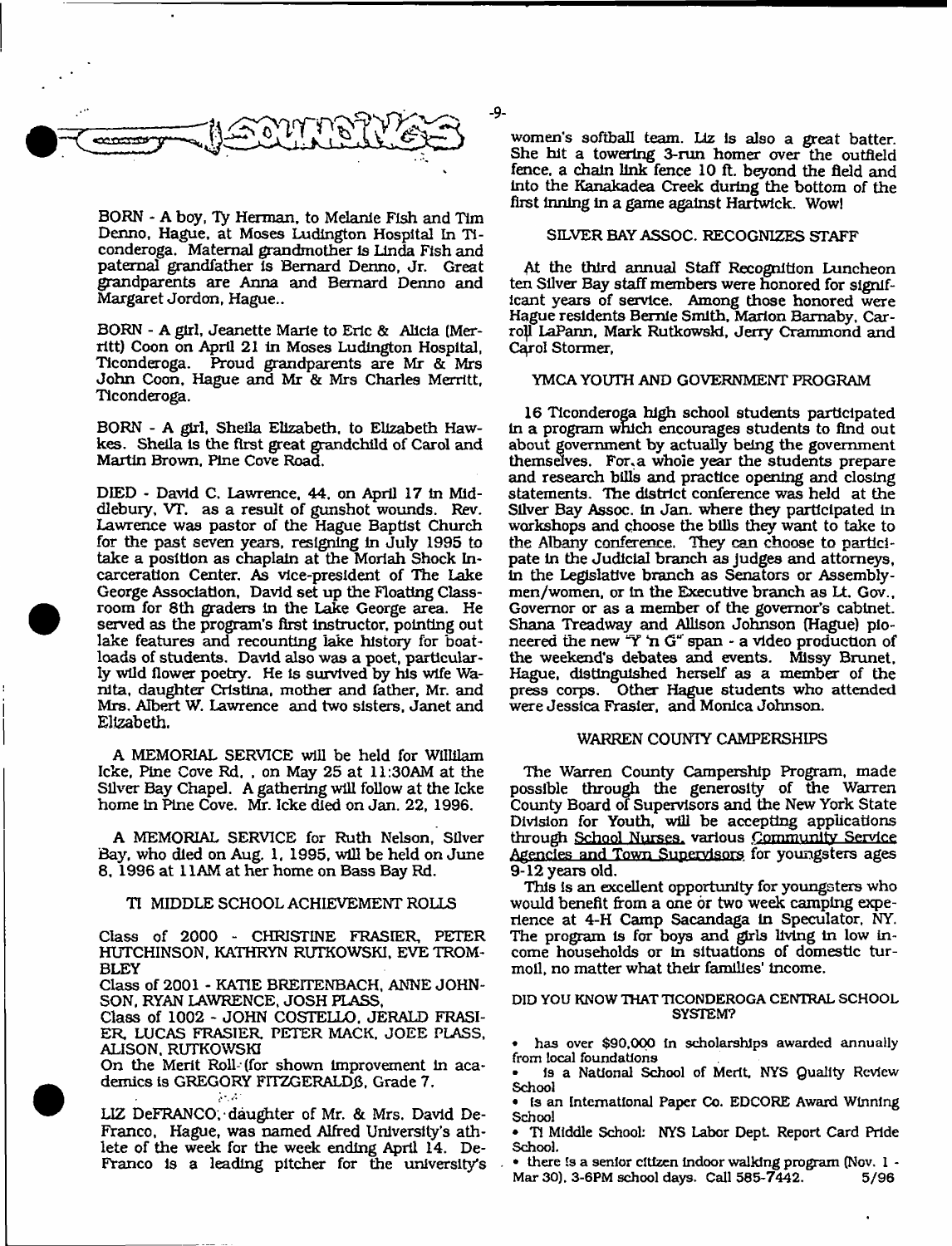# SOUNDINGS

BORN - A boy, Ty Herman, to Melanie Fish and Tim Denno, Hague, at Moses Ludington Hospital in Ticonderoga. Maternal grandmother is Linda Fish and paternal grandfather is Bernard Denno, Jr. Great grandparents are Anna and Bernard Denno and Margaret Jordon, Hague..

BORN - A girl, Jeanette Marie to Eric & Alicia (Merritt) Coon on April 21 in Moses Ludington Hospital, Ticonderoga. Proud grandparents are Mr & Mrs John Coon, Hague and Mr & Mrs Charles Merritt, Ticonderoga.

BORN - A girl, Sheila Elizabeth, to Elizabeth Hawkes. Sheila is the first great grandchild of Carol and Martin Brown, Pine Cove Road.

DIED - David C. Lawrence, 44, on April 17 in Middlebury, VT. as a result of gunshot wounds. Rev. Lawrence was pastor of the Hague Baptist Church for the past seven years, resigning in July 1995 to take a position as chaplain at the Moriah Shock Incarceration Center. As vice-president of The Lake George Association, David set up the Floating Classroom for 8th graders in the Lake George area. He served as the program's first instructor, pointing out lake features and recounting lake history for boatloads of students. David also was a poet, particularly wild flower poetry. He is survived by his wife Wanita, daughter Cristina, mother and father, Mr. and Mrs. Albert W. Lawrence and two sisters, Janet and Elizabeth.

A MEMORIAL SERVICE will be held for Willilam Icke, Pine Cove Rd. , on May 25 at 11:30AM at the Silver Bay Chapel. A gathering will follow at the Icke home in Pine Cove. Mr. Icke died on Jan. 22, 1996.

A MEMORIAL SERVICE for Ruth Nelson, Silver Bay, who died on Aug. 1, 1995, will be held on June 8, 1996 at 11AM at her home on Bass Bay Rd.

## TI MIDDLE SCHOOL ACHIEVEMENT ROLLS

Class of 2000 - CHRISTINE FRASIER, PETER HUTCHINSON, KATHRYN RUTKOWSKI, EVE TROMBLEY

Class of 2001 - KATIE BREITENBACH, ANNE JOHNSON, RYAN LAWRENCE, JOSH PLASS,

Class of 1002 - JOHN COSTELLO, JERALD FRASIER, LUCAS FRASIER, PETER MACK, JOEE PLASS, ALISON, RUTKOWSKI

On the Merit Roll (for shown improvement in academics is GREGORY FITZGERALDß, Grade 7.

LIZ DeFRANCO, daughter of Mr. & Mrs. David DeFranco, Hague, was named Alfred University's athlete of the week for the week ending April 14. DeFranco is a leading pitcher for the university's women's softball team. Liz is also a great batter. She hit a towering 3-run homer over the outfield fence, a chain link fence 10 ft. beyond the field and into the Kanakadea Creek during the bottom of the first inning in a game against Hartwick. Wow!

## SILVER BAY ASSOC. RECOGNIZES STAFF

At the third annual Staff Recognition Luncheon ten Silver Bay staff members were honored for significant years of service. Among those honored were Hague residents Bernie Smith, Marion Barnaby, Carroll LaPann, Mark Rutkowski, Jerry Crammond and Carol Stormer,

## YMCA YOUTH AND GOVERNMENT PROGRAM

16 Ticonderoga high school students participated in a program which encourages students to find out about government by actually being the government themselves. For a whole year the students prepare and research bills and practice opening and closing statements. The district conference was held at the Silver Bay Assoc. in Jan. where they participated in workshops and choose the bills they want to take to the Albany conference. They can choose to participate in the Judicial branch as judges and attorneys, in the Legislative branch as Senators or Assemblymen/women, or in the Executive branch as Lt. Gov., Governor or as a member of the governor's cabinet. Shana Treadway and Allison Johnson (Hague) pioneered the new "Y 'n G" span - a video production of the weekend's debates and events. Missy Brunet, Hague, distinguished herself as a member of the press corps. Other Hague students who attended were Jessica Frasier, and Monica Johnson.

## WARREN COUNTY CAMPERSHIPS

The Warren County Campership Program, made possible through the generosity of the Warren County Board of Supervisors and the New York State Division for Youth, will be accepting applications through School Nurses, various Community Service Agencies and Town Supervisors for youngsters ages 9-12 years old.

This is an excellent opportunity for youngsters who would benefit from a one or two week camping experience at 4-H Camp Sacandaga in Speculator, NY. The program is for boys and girls living in low income households or in situations of domestic turmoil, no matter what their families' income.

### DID YOU KNOW THAT TICONDEROGA CENTRAL SCHOOL SYSTEM?

- has over $90,000 in scholarships awarded annually from local foundations
- is a National School of Merit, NYS Quality Review School
- is an International Paper Co. EDCORE Award Winning School
- TI Middle School: NYS Labor Dept. Report Card Pride School.
- there is a senior citizen indoor walking program (Nov. 1 - Mar 30), 3-6PM school days. Call 585-7442.

5/96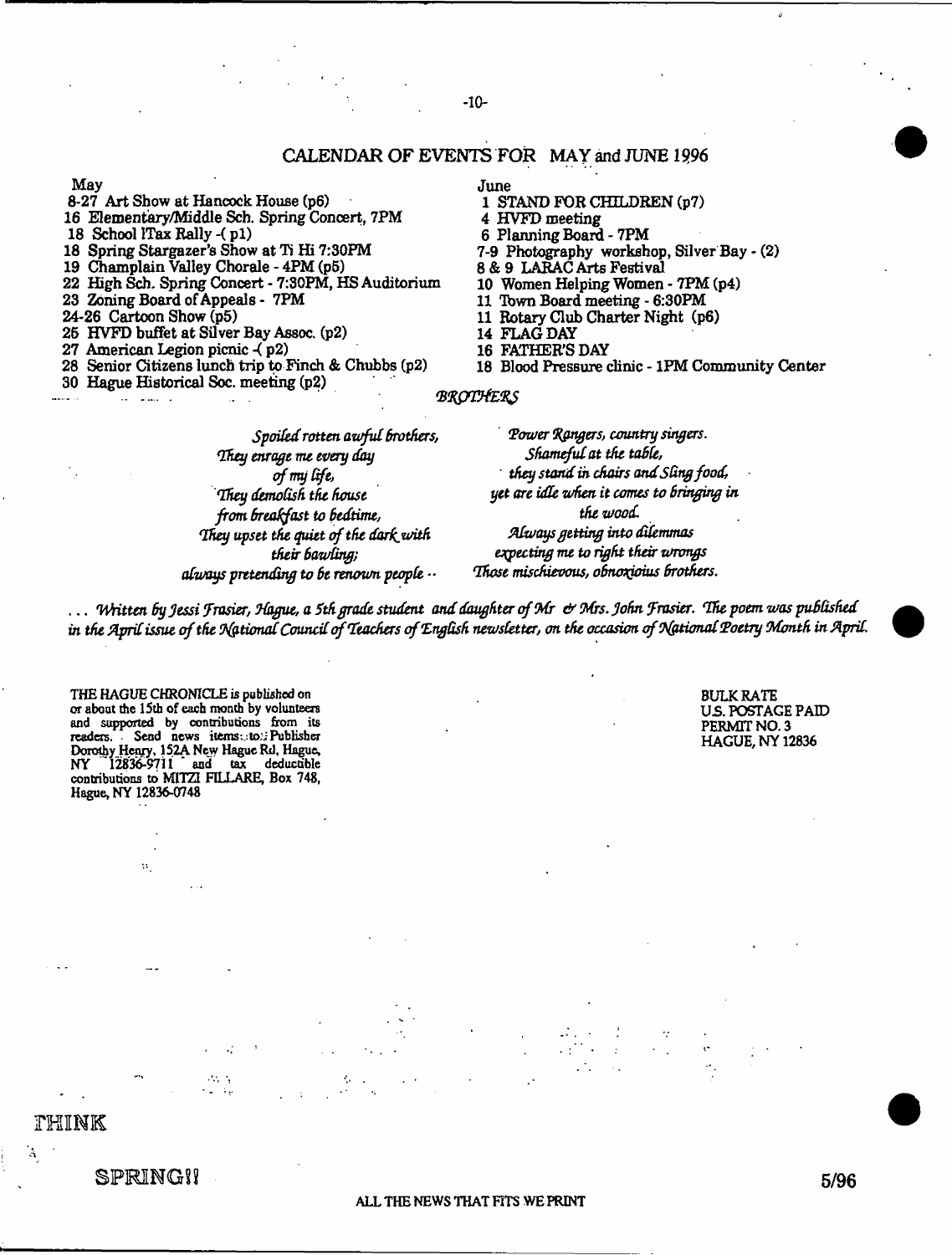# CALENDAR OF EVENTS FOR MAY and JUNE 1996

**May**

8-27 Art Show at Hancock House (p6)
16 Elementary/Middle Sch. Spring Concert, 7PM
18 School lTax Rally -( p1)
18 Spring Stargazer's Show at Ti Hi 7:30PM
19 Champlain Valley Chorale - 4PM (p5)
22 High Sch. Spring Concert - 7:30PM, HS Auditorium
23 Zoning Board of Appeals - 7PM
24-26 Cartoon Show (p5)
25 HVFD buffet at Silver Bay Assoc. (p2)
27 American Legion picnic -( p2)
28 Senior Citizens lunch trip to Finch & Chubbs (p2)
30 Hague Historical Soc. meeting (p2)

**June**

1 STAND FOR CHILDREN (p7)
4 HVFD meeting
6 Planning Board - 7PM
7-9 Photography workshop, Silver Bay - (2)
8 & 9 LARAC Arts Festival
10 Women Helping Women - 7PM (p4)
11 Town Board meeting - 6:30PM
11 Rotary Club Charter Night (p6)
14 FLAG DAY
16 FATHER'S DAY
18 Blood Pressure clinic - 1PM Community Center

## *BROTHERS*

*Spoiled rotten awful brothers,*
*They enrage me every day*
*of my life,*
*They demolish the house*
*from breakfast to bedtime,*
*They upset the quiet of the dark with*
*their bawling;*
*always pretending to be renown people --*
*Power Rangers, country singers.*
*Shameful at the table,*
*they stand in chairs and Sling food,*
*yet are idle when it comes to bringing in*
*the wood.*
*Always getting into dilemmas*
*expecting me to right their wrongs*
*Those mischievous, obnoxioius brothers.*

*... Written by Jessi Frasier, Hague, a 5th grade student and daughter of Mr & Mrs. John Frasier. The poem was published in the April issue of the National Council of Teachers of English newsletter, on the occasion of National Poetry Month in April.*

THE HAGUE CHRONICLE is published on or about the 15th of each month by volunteers and supported by contributions from its readers. Send news items to Publisher Dorothy Henry, 152A New Hague Rd, Hague, NY 12836-9711 and tax deductible contributions to MITZI FILLARE, Box 748, Hague, NY 12836-0748

BULK RATE
U.S. POSTAGE PAID
PERMIT NO. 3
HAGUE, NY 12836

THINK

SPRING!!

5/96

ALL THE NEWS THAT FITS WE PRINT